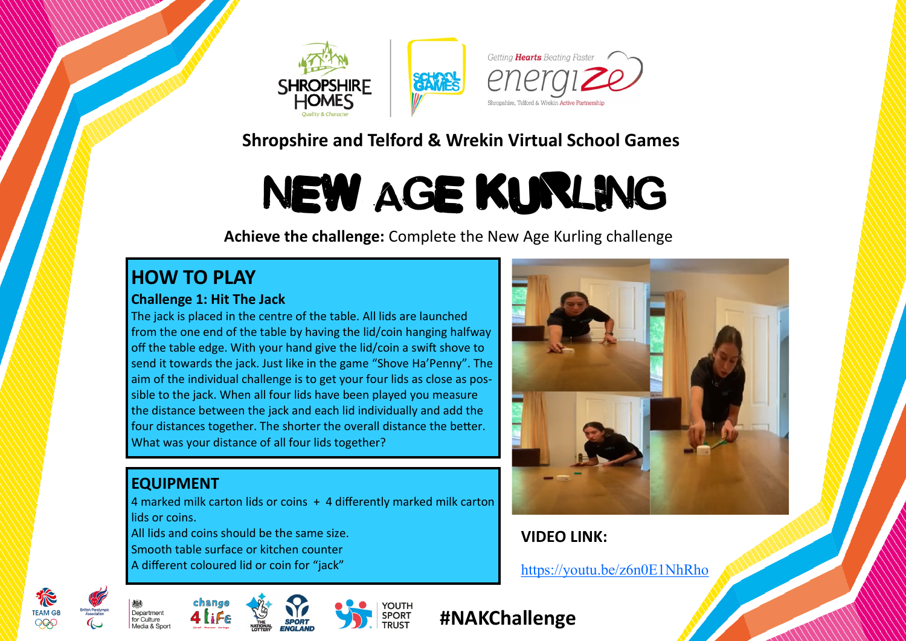## Shropshire and Telford & Wrekin Virtual School Games

# NEW AGE KURLING

**Achieve the challenge:** Complete the New Age Kurling challenge

## HOW TO PLAY

### Challenge 1: Hit The Jack

The jack is placed in the centre of the table. All lids are launched from the one end of the table by having the lid/coin hanging halfway off the table edge. With your hand give the lid/coin a swift shove to send it towards the jack. Just like in the game "Shove Ha'Penny". The aim of the individual challenge is to get your four lids as close as possible to the jack. When all four lids have been played you measure the distance between the jack and each lid individually and add the four distances together. The shorter the overall distance the better. What was your distance of all four lids together?

## EQUIPMENT

4 marked milk carton lids or coins + 4 differently marked milk carton lids or coins.
All lids and coins should be the same size.
Smooth table surface or kitchen counter
A different coloured lid or coin for "jack"

**VIDEO LINK:**

https://youtu.be/z6n0E1NhRho

**#NAKChallenge**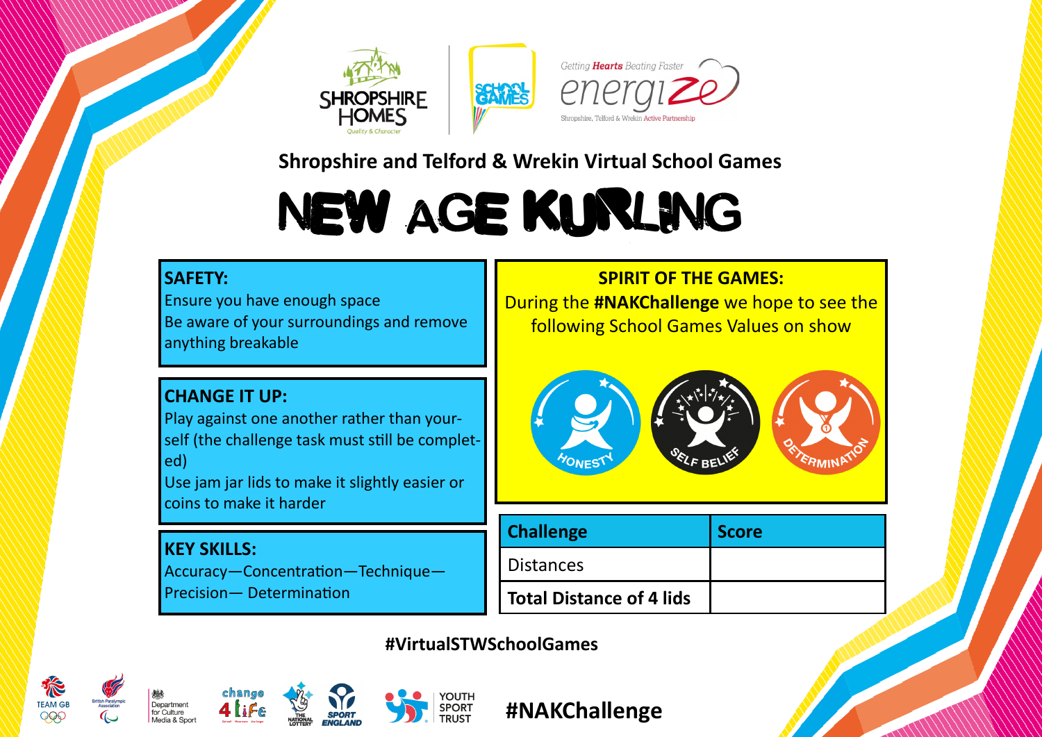**Shropshire and Telford & Wrekin Virtual School Games**

# NEW AGE KURLING

**SAFETY:**

Ensure you have enough space

Be aware of your surroundings and remove anything breakable

**CHANGE IT UP:**

Play against one another rather than your-self (the challenge task must still be complet-ed)

Use jam jar lids to make it slightly easier or coins to make it harder

**KEY SKILLS:**

Accuracy—Concentration—Technique—Precision— Determination

**SPIRIT OF THE GAMES:**

During the **#NAKChallenge** we hope to see the following School Games Values on show

HONESTY

SELF BELIEF

DETERMINATION

| Challenge | Score |
| --- | --- |
| Distances | |
| **Total Distance of 4 lids** | |

**#VirtualSTWSchoolGames**

**#NAKChallenge**